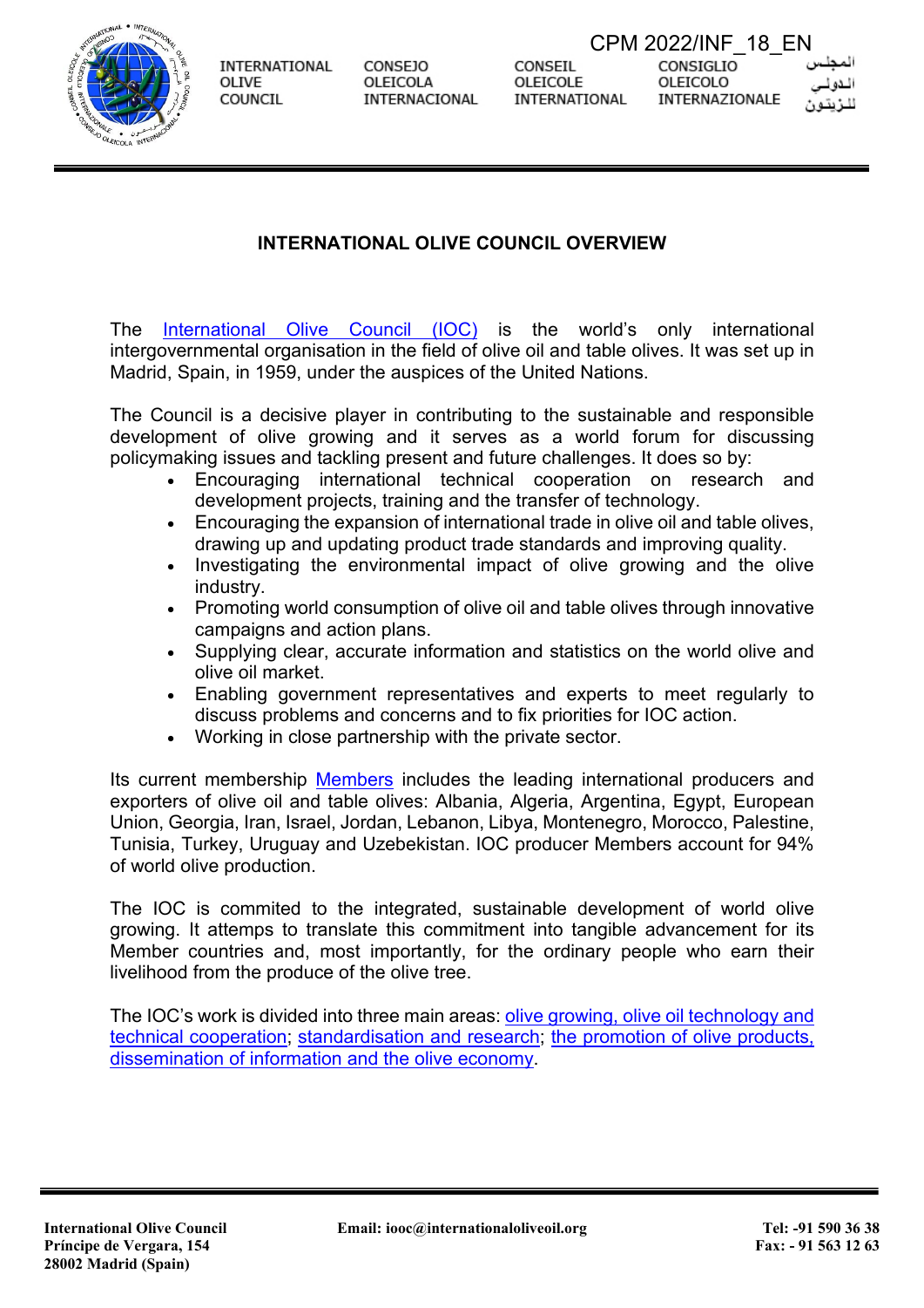CPM 2022/INF_18_EN

INTERNATIONAL OLIVE COUNCIL | CONSEJO OLEICOLA INTERNACIONAL | CONSEIL OLEICOLE INTERNATIONAL | CONSIGLIO OLEICOLO INTERNAZIONALE | المجلس الدولي للزيتون

## INTERNATIONAL OLIVE COUNCIL OVERVIEW

The International Olive Council (IOC) is the world's only international intergovernmental organisation in the field of olive oil and table olives. It was set up in Madrid, Spain, in 1959, under the auspices of the United Nations.

The Council is a decisive player in contributing to the sustainable and responsible development of olive growing and it serves as a world forum for discussing policymaking issues and tackling present and future challenges. It does so by:

- Encouraging international technical cooperation on research and development projects, training and the transfer of technology.
- Encouraging the expansion of international trade in olive oil and table olives, drawing up and updating product trade standards and improving quality.
- Investigating the environmental impact of olive growing and the olive industry.
- Promoting world consumption of olive oil and table olives through innovative campaigns and action plans.
- Supplying clear, accurate information and statistics on the world olive and olive oil market.
- Enabling government representatives and experts to meet regularly to discuss problems and concerns and to fix priorities for IOC action.
- Working in close partnership with the private sector.

Its current membership Members includes the leading international producers and exporters of olive oil and table olives: Albania, Algeria, Argentina, Egypt, European Union, Georgia, Iran, Israel, Jordan, Lebanon, Libya, Montenegro, Morocco, Palestine, Tunisia, Turkey, Uruguay and Uzebekistan. IOC producer Members account for 94% of world olive production.

The IOC is commited to the integrated, sustainable development of world olive growing. It attemps to translate this commitment into tangible advancement for its Member countries and, most importantly, for the ordinary people who earn their livelihood from the produce of the olive tree.

The IOC's work is divided into three main areas: olive growing, olive oil technology and technical cooperation; standardisation and research; the promotion of olive products, dissemination of information and the olive economy.

**International Olive Council**
**Príncipe de Vergara, 154**
**28002 Madrid (Spain)**

**Email: iooc@internationaloliveoil.org**

**Tel: -91 590 36 38**
**Fax: - 91 563 12 63**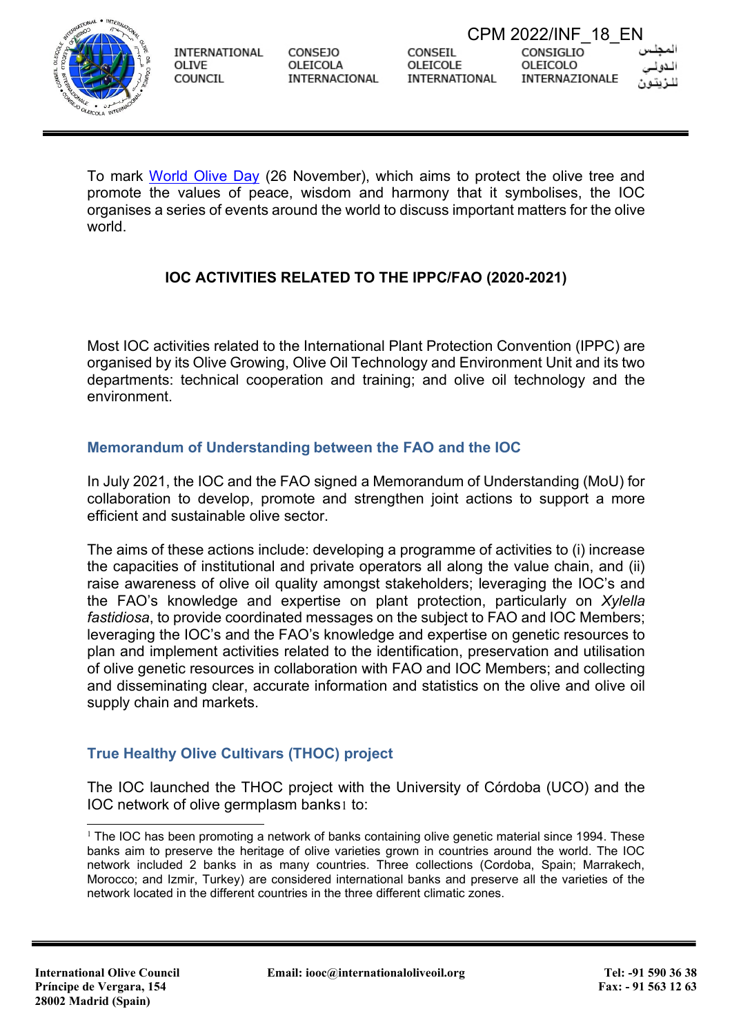To mark World Olive Day (26 November), which aims to protect the olive tree and promote the values of peace, wisdom and harmony that it symbolises, the IOC organises a series of events around the world to discuss important matters for the olive world.

## IOC ACTIVITIES RELATED TO THE IPPC/FAO (2020-2021)

Most IOC activities related to the International Plant Protection Convention (IPPC) are organised by its Olive Growing, Olive Oil Technology and Environment Unit and its two departments: technical cooperation and training; and olive oil technology and the environment.

### Memorandum of Understanding between the FAO and the IOC

In July 2021, the IOC and the FAO signed a Memorandum of Understanding (MoU) for collaboration to develop, promote and strengthen joint actions to support a more efficient and sustainable olive sector.

The aims of these actions include: developing a programme of activities to (i) increase the capacities of institutional and private operators all along the value chain, and (ii) raise awareness of olive oil quality amongst stakeholders; leveraging the IOC's and the FAO's knowledge and expertise on plant protection, particularly on *Xylella fastidiosa*, to provide coordinated messages on the subject to FAO and IOC Members; leveraging the IOC's and the FAO's knowledge and expertise on genetic resources to plan and implement activities related to the identification, preservation and utilisation of olive genetic resources in collaboration with FAO and IOC Members; and collecting and disseminating clear, accurate information and statistics on the olive and olive oil supply chain and markets.

### True Healthy Olive Cultivars (THOC) project

The IOC launched the THOC project with the University of Córdoba (UCO) and the IOC network of olive germplasm banks[1] to:

[1] The IOC has been promoting a network of banks containing olive genetic material since 1994. These banks aim to preserve the heritage of olive varieties grown in countries around the world. The IOC network included 2 banks in as many countries. Three collections (Cordoba, Spain; Marrakech, Morocco; and Izmir, Turkey) are considered international banks and preserve all the varieties of the network located in the different countries in the three different climatic zones.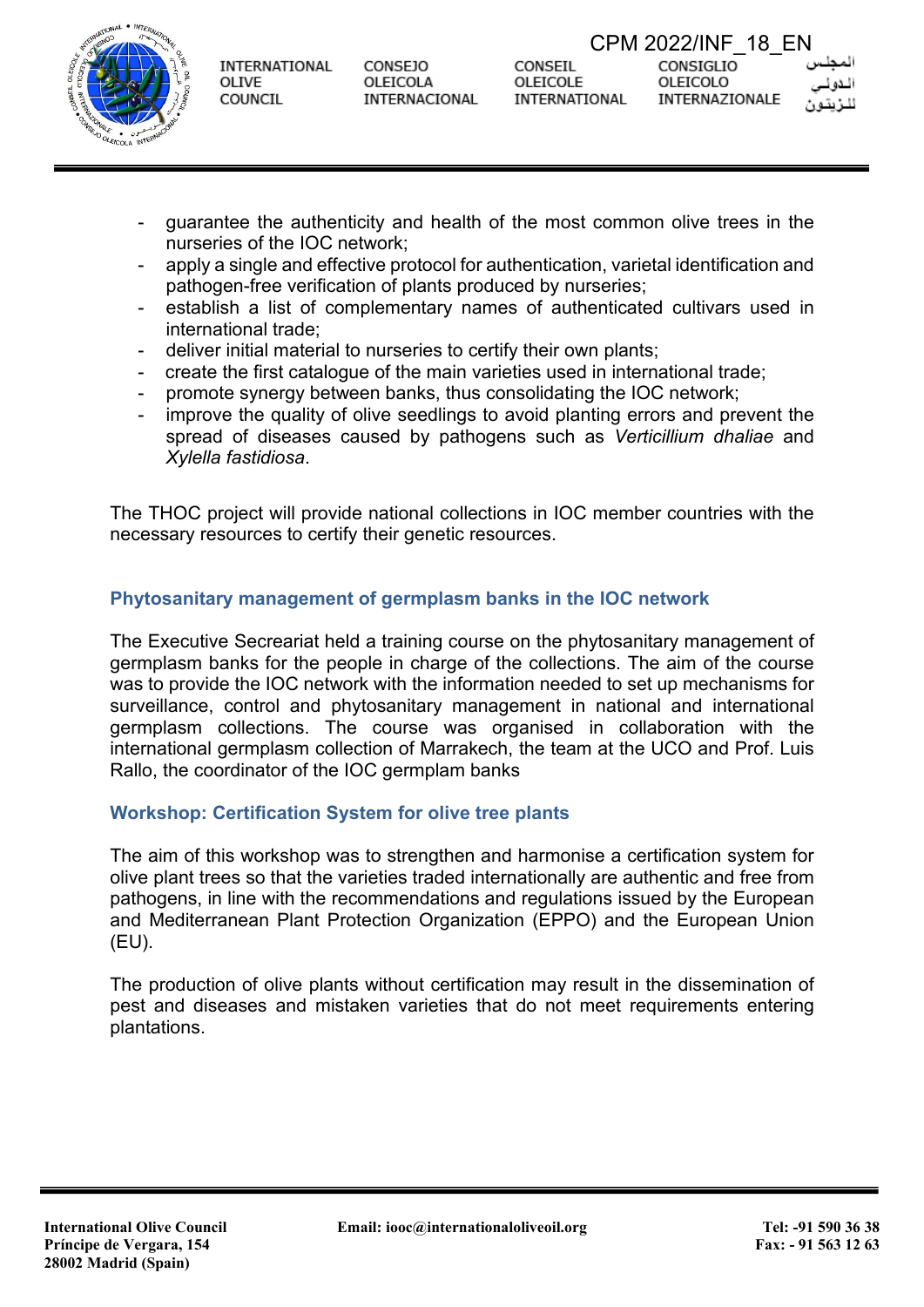- guarantee the authenticity and health of the most common olive trees in the nurseries of the IOC network;
- apply a single and effective protocol for authentication, varietal identification and pathogen-free verification of plants produced by nurseries;
- establish a list of complementary names of authenticated cultivars used in international trade;
- deliver initial material to nurseries to certify their own plants;
- create the first catalogue of the main varieties used in international trade;
- promote synergy between banks, thus consolidating the IOC network;
- improve the quality of olive seedlings to avoid planting errors and prevent the spread of diseases caused by pathogens such as *Verticillium dhaliae* and *Xylella fastidiosa*.

The THOC project will provide national collections in IOC member countries with the necessary resources to certify their genetic resources.

### Phytosanitary management of germplasm banks in the IOC network

The Executive Secreariat held a training course on the phytosanitary management of germplasm banks for the people in charge of the collections. The aim of the course was to provide the IOC network with the information needed to set up mechanisms for surveillance, control and phytosanitary management in national and international germplasm collections. The course was organised in collaboration with the international germplasm collection of Marrakech, the team at the UCO and Prof. Luis Rallo, the coordinator of the IOC germplam banks

### Workshop: Certification System for olive tree plants

The aim of this workshop was to strengthen and harmonise a certification system for olive plant trees so that the varieties traded internationally are authentic and free from pathogens, in line with the recommendations and regulations issued by the European and Mediterranean Plant Protection Organization (EPPO) and the European Union (EU).

The production of olive plants without certification may result in the dissemination of pest and diseases and mistaken varieties that do not meet requirements entering plantations.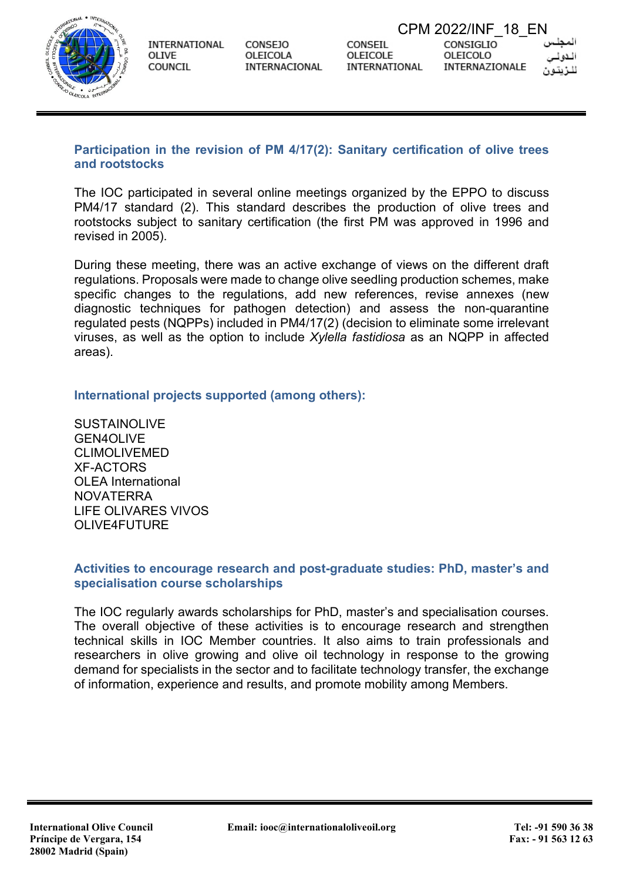### Participation in the revision of PM 4/17(2): Sanitary certification of olive trees and rootstocks

The IOC participated in several online meetings organized by the EPPO to discuss PM4/17 standard (2). This standard describes the production of olive trees and rootstocks subject to sanitary certification (the first PM was approved in 1996 and revised in 2005).

During these meeting, there was an active exchange of views on the different draft regulations. Proposals were made to change olive seedling production schemes, make specific changes to the regulations, add new references, revise annexes (new diagnostic techniques for pathogen detection) and assess the non-quarantine regulated pests (NQPPs) included in PM4/17(2) (decision to eliminate some irrelevant viruses, as well as the option to include *Xylella fastidiosa* as an NQPP in affected areas).

### International projects supported (among others):

SUSTAINOLIVE
GEN4OLIVE
CLIMOLIVEMED
XF-ACTORS
OLEA International
NOVATERRA
LIFE OLIVARES VIVOS
OLIVE4FUTURE

### Activities to encourage research and post-graduate studies: PhD, master's and specialisation course scholarships

The IOC regularly awards scholarships for PhD, master's and specialisation courses. The overall objective of these activities is to encourage research and strengthen technical skills in IOC Member countries. It also aims to train professionals and researchers in olive growing and olive oil technology in response to the growing demand for specialists in the sector and to facilitate technology transfer, the exchange of information, experience and results, and promote mobility among Members.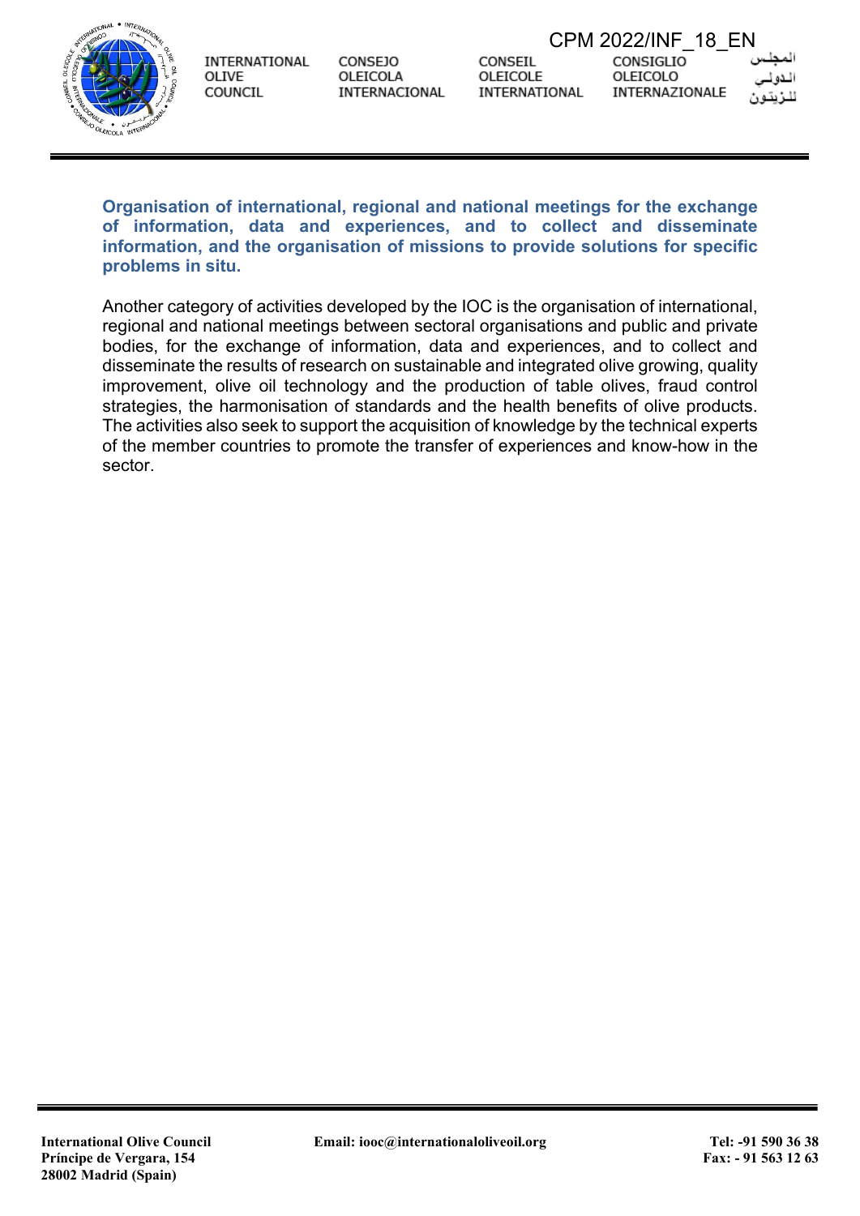**Organisation of international, regional and national meetings for the exchange of information, data and experiences, and to collect and disseminate information, and the organisation of missions to provide solutions for specific problems in situ.**

Another category of activities developed by the IOC is the organisation of international, regional and national meetings between sectoral organisations and public and private bodies, for the exchange of information, data and experiences, and to collect and disseminate the results of research on sustainable and integrated olive growing, quality improvement, olive oil technology and the production of table olives, fraud control strategies, the harmonisation of standards and the health benefits of olive products. The activities also seek to support the acquisition of knowledge by the technical experts of the member countries to promote the transfer of experiences and know-how in the sector.